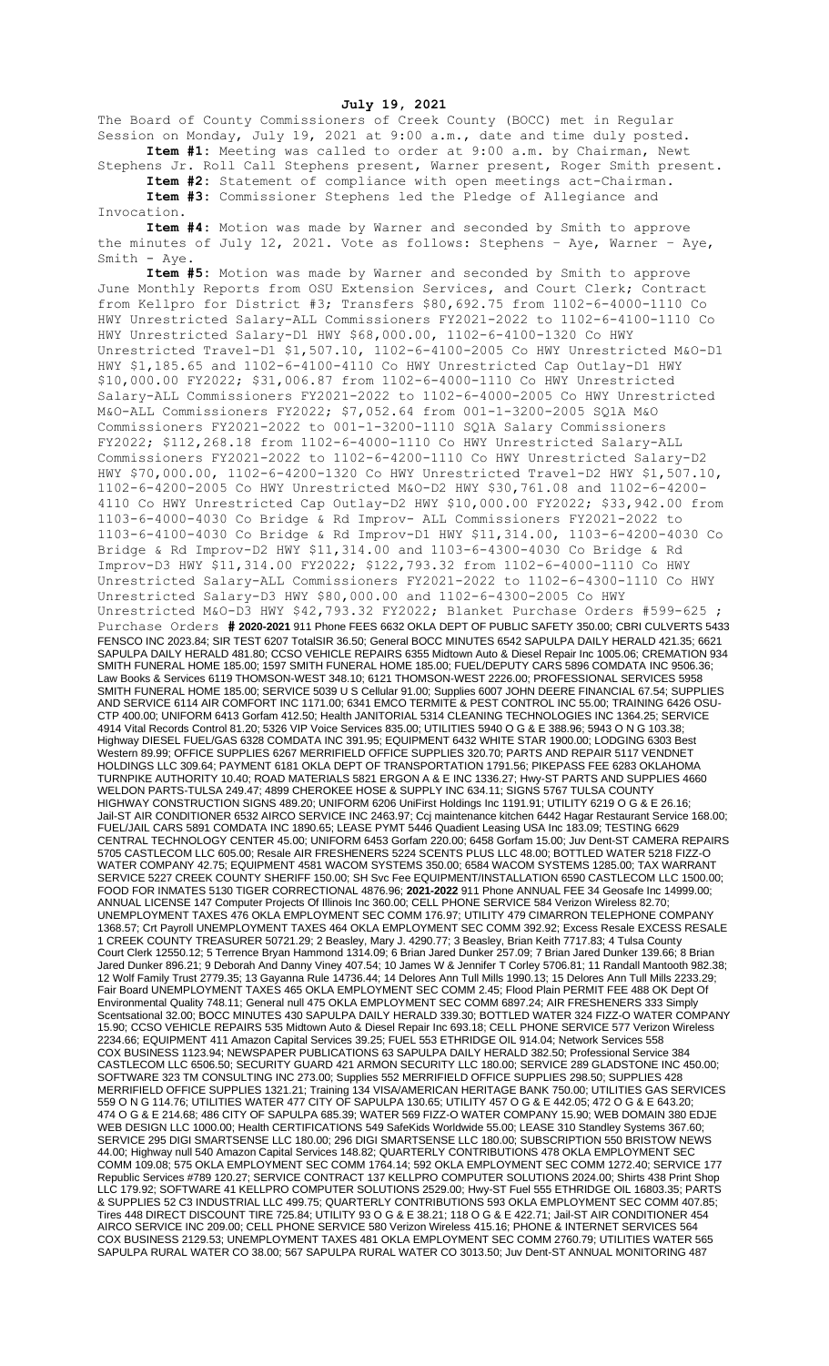**July 19, 2021**

The Board of County Commissioners of Creek County (BOCC) met in Regular Session on Monday, July 19, 2021 at 9:00 a.m., date and time duly posted.

**Item #1:** Meeting was called to order at 9:00 a.m. by Chairman, Newt Stephens Jr. Roll Call Stephens present, Warner present, Roger Smith present.

**Item #2:** Statement of compliance with open meetings act-Chairman.

**Item #3:** Commissioner Stephens led the Pledge of Allegiance and Invocation.

**Item #4:** Motion was made by Warner and seconded by Smith to approve the minutes of July 12, 2021. Vote as follows: Stephens – Aye, Warner – Aye, Smith - Aye.

**Item #5:** Motion was made by Warner and seconded by Smith to approve June Monthly Reports from OSU Extension Services, and Court Clerk; Contract from Kellpro for District #3; Transfers $80,692.75 from 1102-6-4000-1110 Co HWY Unrestricted Salary-ALL Commissioners FY2021-2022 to 1102-6-4100-1110 Co HWY Unrestricted Salary-D1 HWY $68,000.00, 1102-6-4100-1320 Co HWY Unrestricted Travel-D1 $1,507.10, 1102-6-4100-2005 Co HWY Unrestricted M&O-D1 HWY $1,185.65 and 1102-6-4100-4110 Co HWY Unrestricted Cap Outlay-D1 HWY $10,000.00 FY2022; $31,006.87 from 1102-6-4000-1110 Co HWY Unrestricted Salary-ALL Commissioners FY2021-2022 to 1102-6-4000-2005 Co HWY Unrestricted M&O-ALL Commissioners FY2022; $7,052.64 from 001-1-3200-2005 SQ1A M&O Commissioners FY2021-2022 to 001-1-3200-1110 SQ1A Salary Commissioners FY2022; $112,268.18 from 1102-6-4000-1110 Co HWY Unrestricted Salary-ALL Commissioners FY2021-2022 to 1102-6-4200-1110 Co HWY Unrestricted Salary-D2 HWY $70,000.00, 1102-6-4200-1320 Co HWY Unrestricted Travel-D2 HWY $1,507.10, 1102-6-4200-2005 Co HWY Unrestricted M&O-D2 HWY $30,761.08 and 1102-6-4200-4110 Co HWY Unrestricted Cap Outlay-D2 HWY $10,000.00 FY2022; $33,942.00 from 1103-6-4000-4030 Co Bridge & Rd Improv- ALL Commissioners FY2021-2022 to 1103-6-4100-4030 Co Bridge & Rd Improv-D1 HWY $11,314.00, 1103-6-4200-4030 Co Bridge & Rd Improv-D2 HWY $11,314.00 and 1103-6-4300-4030 Co Bridge & Rd Improv-D3 HWY $11,314.00 FY2022; $122,793.32 from 1102-6-4000-1110 Co HWY Unrestricted Salary-ALL Commissioners FY2021-2022 to 1102-6-4300-1110 Co HWY Unrestricted Salary-D3 HWY $80,000.00 and 1102-6-4300-2005 Co HWY Unrestricted M&O-D3 HWY $42,793.32 FY2022; Blanket Purchase Orders #599-625 ; Purchase Orders **# 2020-2021** 911 Phone FEES 6632 OKLA DEPT OF PUBLIC SAFETY 350.00; CBRI CULVERTS 5433 FENSCO INC 2023.84; SIR TEST 6207 TotalSIR 36.50; General BOCC MINUTES 6542 SAPULPA DAILY HERALD 421.35; 6621 SAPULPA DAILY HERALD 481.80; CCSO VEHICLE REPAIRS 6355 Midtown Auto & Diesel Repair Inc 1005.06; CREMATION 934 SMITH FUNERAL HOME 185.00; 1597 SMITH FUNERAL HOME 185.00; FUEL/DEPUTY CARS 5896 COMDATA INC 9506.36; Law Books & Services 6119 THOMSON-WEST 348.10; 6121 THOMSON-WEST 2226.00; PROFESSIONAL SERVICES 5958 SMITH FUNERAL HOME 185.00; SERVICE 5039 U S Cellular 91.00; Supplies 6007 JOHN DEERE FINANCIAL 67.54; SUPPLIES AND SERVICE 6114 AIR COMFORT INC 1171.00; 6341 EMCO TERMITE & PEST CONTROL INC 55.00; TRAINING 6426 OSU-CTP 400.00; UNIFORM 6413 Gorfam 412.50; Health JANITORIAL 5314 CLEANING TECHNOLOGIES INC 1364.25; SERVICE 4914 Vital Records Control 81.20; 5326 VIP Voice Services 835.00; UTILITIES 5940 O G & E 388.96; 5943 O N G 103.38; Highway DIESEL FUEL/GAS 6328 COMDATA INC 391.95; EQUIPMENT 6432 WHITE STAR 1900.00; LODGING 6303 Best Western 89.99; OFFICE SUPPLIES 6267 MERRIFIELD OFFICE SUPPLIES 320.70; PARTS AND REPAIR 5117 VENDNET HOLDINGS LLC 309.64; PAYMENT 6181 OKLA DEPT OF TRANSPORTATION 1791.56; PIKEPASS FEE 6283 OKLAHOMA TURNPIKE AUTHORITY 10.40; ROAD MATERIALS 5821 ERGON A & E INC 1336.27; Hwy-ST PARTS AND SUPPLIES 4660 WELDON PARTS-TULSA 249.47; 4899 CHEROKEE HOSE & SUPPLY INC 634.11; SIGNS 5767 TULSA COUNTY HIGHWAY CONSTRUCTION SIGNS 489.20; UNIFORM 6206 UniFirst Holdings Inc 1191.91; UTILITY 6219 O G & E 26.16; Jail-ST AIR CONDITIONER 6532 AIRCO SERVICE INC 2463.97; Ccj maintenance kitchen 6442 Hagar Restaurant Service 168.00; FUEL/JAIL CARS 5891 COMDATA INC 1890.65; LEASE PYMT 5446 Quadient Leasing USA Inc 183.09; TESTING 6629 CENTRAL TECHNOLOGY CENTER 45.00; UNIFORM 6453 Gorfam 220.00; 6458 Gorfam 15.00; Juv Dent-ST CAMERA REPAIRS 5705 CASTLECOM LLC 605.00; Resale AIR FRESHENERS 5224 SCENTS PLUS LLC 48.00; BOTTLED WATER 5218 FIZZ-O WATER COMPANY 42.75; EQUIPMENT 4581 WACOM SYSTEMS 350.00; 6584 WACOM SYSTEMS 1285.00; TAX WARRANT SERVICE 5227 CREEK COUNTY SHERIFF 150.00; SH Svc Fee EQUIPMENT/INSTALLATION 6590 CASTLECOM LLC 1500.00; FOOD FOR INMATES 5130 TIGER CORRECTIONAL 4876.96; **2021-2022** 911 Phone ANNUAL FEE 34 Geosafe Inc 14999.00; ANNUAL LICENSE 147 Computer Projects Of Illinois Inc 360.00; CELL PHONE SERVICE 584 Verizon Wireless 82.70; UNEMPLOYMENT TAXES 476 OKLA EMPLOYMENT SEC COMM 176.97; UTILITY 479 CIMARRON TELEPHONE COMPANY 1368.57; Crt Payroll UNEMPLOYMENT TAXES 464 OKLA EMPLOYMENT SEC COMM 392.92; Excess Resale EXCESS RESALE 1 CREEK COUNTY TREASURER 50721.29; 2 Beasley, Mary J. 4290.77; 3 Beasley, Brian Keith 7717.83; 4 Tulsa County Court Clerk 12550.12; 5 Terrence Bryan Hammond 1314.09; 6 Brian Jared Dunker 257.09; 7 Brian Jared Dunker 139.66; 8 Brian Jared Dunker 896.21; 9 Deborah And Danny Viney 407.54; 10 James W & Jennifer T Corley 5706.81; 11 Randall Mantooth 982.38; 12 Wolf Family Trust 2779.35; 13 Gayanna Rule 14736.44; 14 Delores Ann Tull Mills 1990.13; 15 Delores Ann Tull Mills 2233.29; Fair Board UNEMPLOYMENT TAXES 465 OKLA EMPLOYMENT SEC COMM 2.45; Flood Plain PERMIT FEE 488 OK Dept Of Environmental Quality 748.11; General null 475 OKLA EMPLOYMENT SEC COMM 6897.24; AIR FRESHENERS 333 Simply Scentsational 32.00; BOCC MINUTES 430 SAPULPA DAILY HERALD 339.30; BOTTLED WATER 324 FIZZ-O WATER COMPANY 15.90; CCSO VEHICLE REPAIRS 535 Midtown Auto & Diesel Repair Inc 693.18; CELL PHONE SERVICE 577 Verizon Wireless 2234.66; EQUIPMENT 411 Amazon Capital Services 39.25; FUEL 553 ETHRIDGE OIL 914.04; Network Services 558 COX BUSINESS 1123.94; NEWSPAPER PUBLICATIONS 63 SAPULPA DAILY HERALD 382.50; Professional Service 384 CASTLECOM LLC 6506.50; SECURITY GUARD 421 ARMON SECURITY LLC 180.00; SERVICE 289 GLADSTONE INC 450.00; SOFTWARE 323 TM CONSULTING INC 273.00; Supplies 552 MERRIFIELD OFFICE SUPPLIES 298.50; SUPPLIES 428 MERRIFIELD OFFICE SUPPLIES 1321.21; Training 134 VISA/AMERICAN HERITAGE BANK 750.00; UTILITIES GAS SERVICES 559 O N G 114.76; UTILITIES WATER 477 CITY OF SAPULPA 130.65; UTILITY 457 O G & E 442.05; 472 O G & E 643.20; 474 O G & E 214.68; 486 CITY OF SAPULPA 685.39; WATER 569 FIZZ-O WATER COMPANY 15.90; WEB DOMAIN 380 EDJE WEB DESIGN LLC 1000.00; Health CERTIFICATIONS 549 SafeKids Worldwide 55.00; LEASE 310 Standley Systems 367.60; SERVICE 295 DIGI SMARTSENSE LLC 180.00; 296 DIGI SMARTSENSE LLC 180.00; SUBSCRIPTION 550 BRISTOW NEWS 44.00; Highway null 540 Amazon Capital Services 148.82; QUARTERLY CONTRIBUTIONS 478 OKLA EMPLOYMENT SEC COMM 109.08; 575 OKLA EMPLOYMENT SEC COMM 1764.14; 592 OKLA EMPLOYMENT SEC COMM 1272.40; SERVICE 177 Republic Services #789 120.27; SERVICE CONTRACT 137 KELLPRO COMPUTER SOLUTIONS 2024.00; Shirts 438 Print Shop LLC 179.92; SOFTWARE 41 KELLPRO COMPUTER SOLUTIONS 2529.00; Hwy-ST Fuel 555 ETHRIDGE OIL 16803.35; PARTS & SUPPLIES 52 C3 INDUSTRIAL LLC 499.75; QUARTERLY CONTRIBUTIONS 593 OKLA EMPLOYMENT SEC COMM 407.85; Tires 448 DIRECT DISCOUNT TIRE 725.84; UTILITY 93 O G & E 38.21; 118 O G & E 422.71; Jail-ST AIR CONDITIONER 454 AIRCO SERVICE INC 209.00; CELL PHONE SERVICE 580 Verizon Wireless 415.16; PHONE & INTERNET SERVICES 564 COX BUSINESS 2129.53; UNEMPLOYMENT TAXES 481 OKLA EMPLOYMENT SEC COMM 2760.79; UTILITIES WATER 565 SAPULPA RURAL WATER CO 38.00; 567 SAPULPA RURAL WATER CO 3013.50; Juv Dent-ST ANNUAL MONITORING 487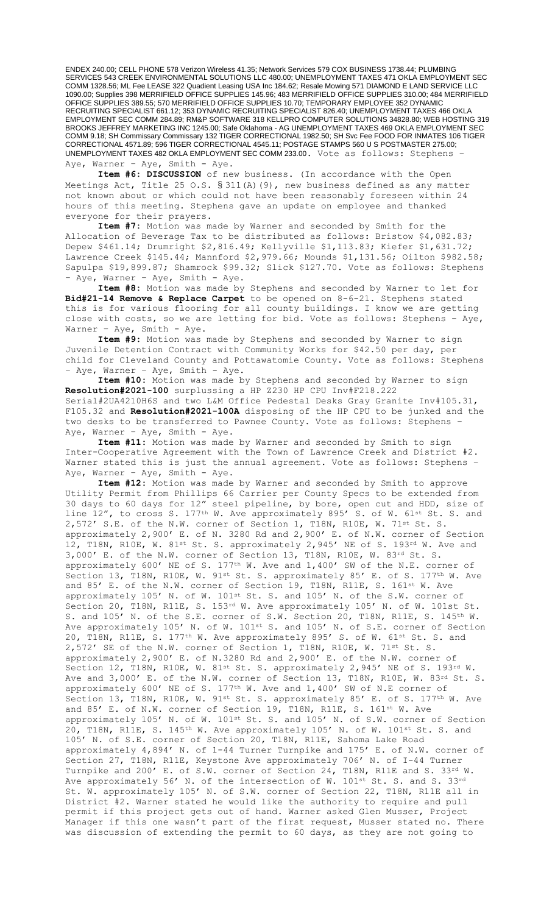ENDEX 240.00; CELL PHONE 578 Verizon Wireless 41.35; Network Services 579 COX BUSINESS 1738.44; PLUMBING SERVICES 543 CREEK ENVIRONMENTAL SOLUTIONS LLC 480.00; UNEMPLOYMENT TAXES 471 OKLA EMPLOYMENT SEC COMM 1328.56; ML Fee LEASE 322 Quadient Leasing USA Inc 184.62; Resale Mowing 571 DIAMOND E LAND SERVICE LLC 1090.00; Supplies 398 MERRIFIELD OFFICE SUPPLIES 145.96; 483 MERRIFIELD OFFICE SUPPLIES 310.00; 484 MERRIFIELD OFFICE SUPPLIES 389.55; 570 MERRIFIELD OFFICE SUPPLIES 10.70; TEMPORARY EMPLOYEE 352 DYNAMIC RECRUITING SPECIALIST 661.12; 353 DYNAMIC RECRUITING SPECIALIST 826.40; UNEMPLOYMENT TAXES 466 OKLA EMPLOYMENT SEC COMM 284.89; RM&P SOFTWARE 318 KELLPRO COMPUTER SOLUTIONS 34828.80; WEB HOSTING 319 BROOKS JEFFREY MARKETING INC 1245.00; Safe Oklahoma - AG UNEMPLOYMENT TAXES 469 OKLA EMPLOYMENT SEC COMM 9.18; SH Commissary Commissary 132 TIGER CORRECTIONAL 1982.50; SH Svc Fee FOOD FOR INMATES 106 TIGER CORRECTIONAL 4571.89; 596 TIGER CORRECTIONAL 4545.11; POSTAGE STAMPS 560 U S POSTMASTER 275.00; UNEMPLOYMENT TAXES 482 OKLA EMPLOYMENT SEC COMM 233.00. Vote as follows: Stephens – Aye, Warner – Aye, Smith - Aye.

**Item #6: DISCUSSION** of new business. (In accordance with the Open Meetings Act, Title 25 O.S. § 311(A)(9), new business defined as any matter not known about or which could not have been reasonably foreseen within 24 hours of this meeting. Stephens gave an update on employee and thanked everyone for their prayers.

**Item #7:** Motion was made by Warner and seconded by Smith for the Allocation of Beverage Tax to be distributed as follows: Bristow $4,082.83; Depew $461.14; Drumright $2,816.49; Kellyville $1,113.83; Kiefer $1,631.72; Lawrence Creek $145.44; Mannford $2,979.66; Mounds $1,131.56; Oilton $982.58; Sapulpa $19,899.87; Shamrock $99.32; Slick $127.70. Vote as follows: Stephens – Aye, Warner – Aye, Smith - Aye.

**Item #8:** Motion was made by Stephens and seconded by Warner to let for **Bid#21-14 Remove & Replace Carpet** to be opened on 8-6-21. Stephens stated this is for various flooring for all county buildings. I know we are getting close with costs, so we are letting for bid. Vote as follows: Stephens – Aye, Warner – Aye, Smith - Aye.

**Item #9:** Motion was made by Stephens and seconded by Warner to sign Juvenile Detention Contract with Community Works for $42.50 per day, per child for Cleveland County and Pottawatomie County. Vote as follows: Stephens – Aye, Warner – Aye, Smith - Aye.

**Item #10:** Motion was made by Stephens and seconded by Warner to sign **Resolution#2021-100** surplussing a HP Z230 HP CPU Inv#F218.222 Serial#2UA4210H6S and two L&M Office Pedestal Desks Gray Granite Inv#105.31, F105.32 and **Resolution#2021-100A** disposing of the HP CPU to be junked and the two desks to be transferred to Pawnee County. Vote as follows: Stephens – Aye, Warner – Aye, Smith - Aye.

**Item #11:** Motion was made by Warner and seconded by Smith to sign Inter-Cooperative Agreement with the Town of Lawrence Creek and District #2. Warner stated this is just the annual agreement. Vote as follows: Stephens – Aye, Warner – Aye, Smith - Aye.

**Item #12:** Motion was made by Warner and seconded by Smith to approve Utility Permit from Phillips 66 Carrier per County Specs to be extended from 30 days to 60 days for 12" steel pipeline, by bore, open cut and HDD, size of line 12", to cross S. 177th W. Ave approximately 895' S. of W. 61st St. S. and 2,572' S.E. of the N.W. corner of Section 1, T18N, R10E, W. 71st St. S. approximately 2,900' E. of N. 3280 Rd and 2,900' E. of N.W. corner of Section 12, T18N, R10E, W. 81st St. S. approximately 2,945' NE of S. 193rd W. Ave and 3,000' E. of the N.W. corner of Section 13, T18N, R10E, W. 83rd St. S. approximately 600' NE of S. 177th W. Ave and 1,400' SW of the N.E. corner of Section 13, T18N, R10E, W. 91st St. S. approximately 85' E. of S. 177th W. Ave and 85' E. of the N.W. corner of Section 19, T18N, R11E, S. 161st W. Ave approximately 105' N. of W. 101st St. S. and 105' N. of the S.W. corner of Section 20, T18N, R11E, S. 153rd W. Ave approximately 105' N. of W. 101st St. S. and 105' N. of the S.E. corner of S.W. Section 20, T18N, R11E, S. 145th W. Ave approximately 105' N. of W. 101st S. and 105' N. of S.E. corner of Section 20, T18N, R11E, S. 177th W. Ave approximately 895' S. of W. 61st St. S. and 2,572' SE of the N.W. corner of Section 1, T18N, R10E, W. 71st St. S. approximately 2,900' E. of N.3280 Rd and 2,900' E. of the N.W. corner of Section 12, T18N, R10E, W. 81st St. S. approximately 2,945' NE of S. 193rd W. Ave and 3,000' E. of the N.W. corner of Section 13, T18N, R10E, W. 83rd St. S. approximately 600' NE of S. 177th W. Ave and 1,400' SW of N.E corner of Section 13, T18N, R10E, W. 91st St. S. approximately 85' E. of S. 177th W. Ave and 85' E. of N.W. corner of Section 19, T18N, R11E, S. 161st W. Ave approximately 105' N. of W. 101st St. S. and 105' N. of S.W. corner of Section 20, T18N, R11E, S. 145th W. Ave approximately 105' N. of W. 101st St. S. and 105' N. of S.E. corner of Section 20, T18N, R11E, Sahoma Lake Road approximately 4,894' N. of 1-44 Turner Turnpike and 175' E. of N.W. corner of Section 27, T18N, R11E, Keystone Ave approximately 706' N. of I-44 Turner Turnpike and 200' E. of S.W. corner of Section 24, T18N, R11E and S. 33rd W. Ave approximately 56' N. of the intersection of W. 101st St. S. and S. 33rd St. W. approximately 105' N. of S.W. corner of Section 22, T18N, R11E all in District #2. Warner stated he would like the authority to require and pull permit if this project gets out of hand. Warner asked Glen Musser, Project Manager if this one wasn't part of the first request, Musser stated no. There was discussion of extending the permit to 60 days, as they are not going to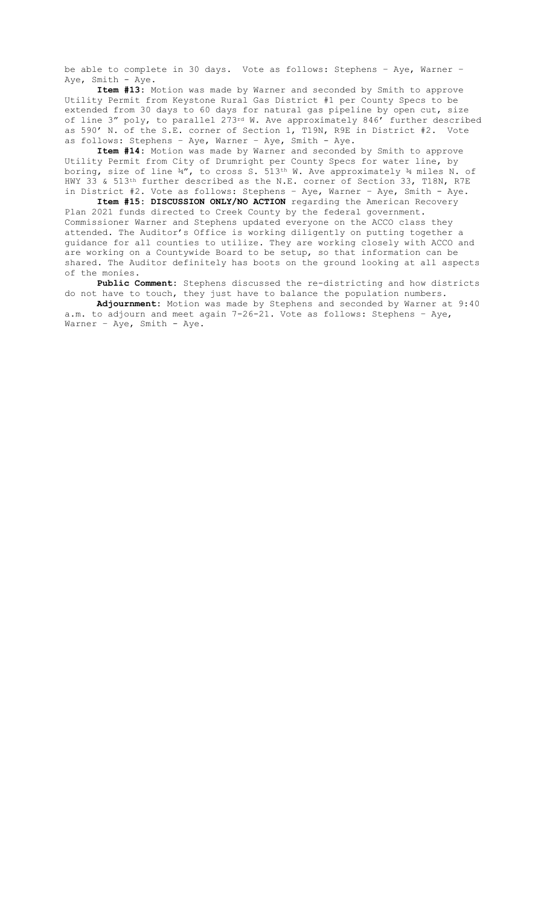be able to complete in 30 days. Vote as follows: Stephens – Aye, Warner – Aye, Smith - Aye.

**Item #13:** Motion was made by Warner and seconded by Smith to approve Utility Permit from Keystone Rural Gas District #1 per County Specs to be extended from 30 days to 60 days for natural gas pipeline by open cut, size of line 3" poly, to parallel 273rd W. Ave approximately 846' further described as 590' N. of the S.E. corner of Section 1, T19N, R9E in District #2. Vote as follows: Stephens – Aye, Warner – Aye, Smith - Aye.

**Item #14:** Motion was made by Warner and seconded by Smith to approve Utility Permit from City of Drumright per County Specs for water line, by boring, size of line ¾", to cross S. 513th W. Ave approximately ¾ miles N. of HWY 33 & 513th further described as the N.E. corner of Section 33, T18N, R7E in District #2. Vote as follows: Stephens – Aye, Warner – Aye, Smith - Aye.

**Item #15: DISCUSSION ONLY/NO ACTION** regarding the American Recovery Plan 2021 funds directed to Creek County by the federal government. Commissioner Warner and Stephens updated everyone on the ACCO class they attended. The Auditor's Office is working diligently on putting together a guidance for all counties to utilize. They are working closely with ACCO and are working on a Countywide Board to be setup, so that information can be shared. The Auditor definitely has boots on the ground looking at all aspects of the monies.

**Public Comment:** Stephens discussed the re-districting and how districts do not have to touch, they just have to balance the population numbers.

**Adjournment:** Motion was made by Stephens and seconded by Warner at 9:40 a.m. to adjourn and meet again 7-26-21. Vote as follows: Stephens – Aye, Warner – Aye, Smith - Aye.